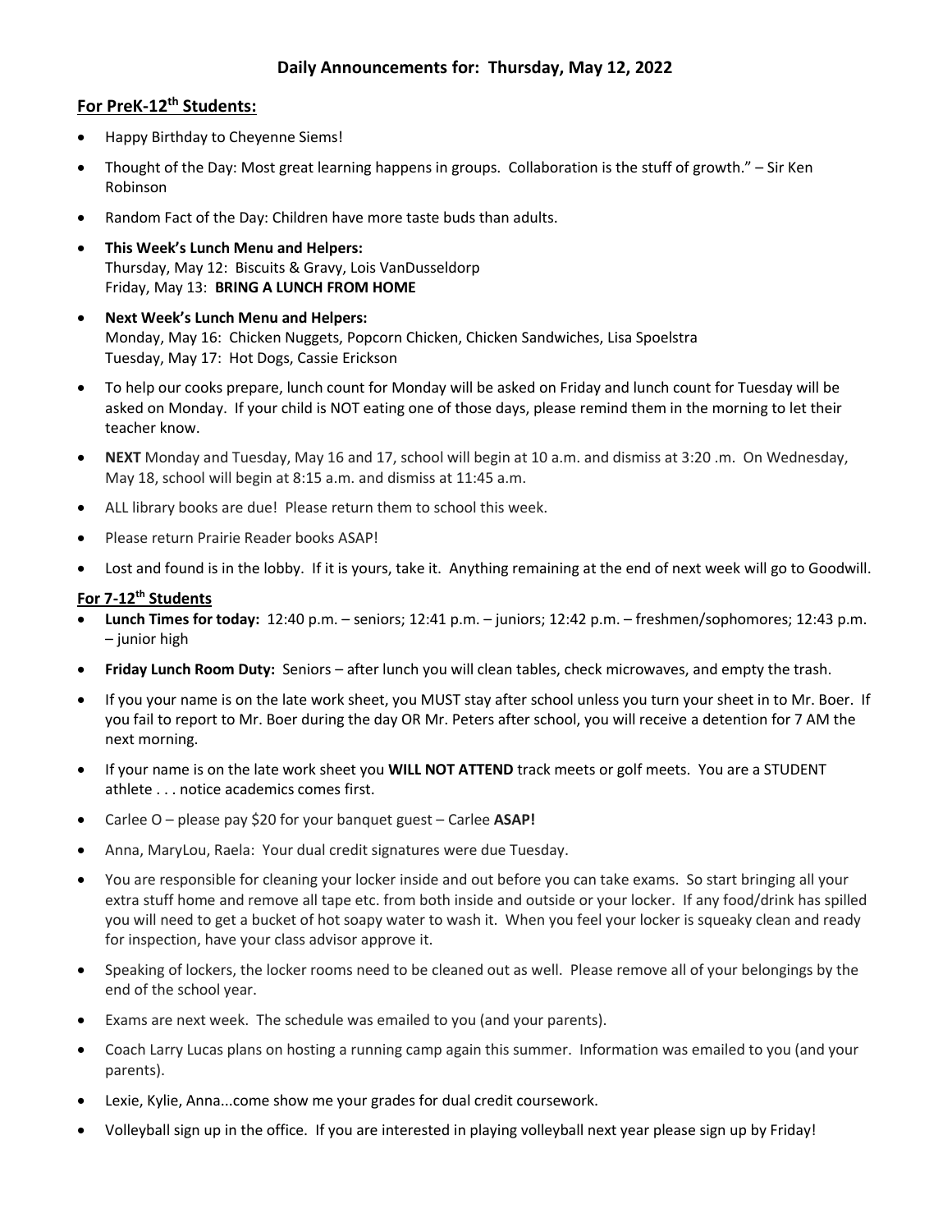# Daily Announcements for: Thursday, May 12, 2022

## For PreK-12th Students:

- Happy Birthday to Cheyenne Siems!
- Thought of the Day: Most great learning happens in groups. Collaboration is the stuff of growth." – Sir Ken Robinson
- Random Fact of the Day: Children have more taste buds than adults.
- **This Week's Lunch Menu and Helpers:**
  Thursday, May 12: Biscuits & Gravy, Lois VanDusseldorp
  Friday, May 13: **BRING A LUNCH FROM HOME**
- **Next Week's Lunch Menu and Helpers:**
  Monday, May 16: Chicken Nuggets, Popcorn Chicken, Chicken Sandwiches, Lisa Spoelstra
  Tuesday, May 17: Hot Dogs, Cassie Erickson
- To help our cooks prepare, lunch count for Monday will be asked on Friday and lunch count for Tuesday will be asked on Monday. If your child is NOT eating one of those days, please remind them in the morning to let their teacher know.
- **NEXT** Monday and Tuesday, May 16 and 17, school will begin at 10 a.m. and dismiss at 3:20 .m. On Wednesday, May 18, school will begin at 8:15 a.m. and dismiss at 11:45 a.m.
- ALL library books are due! Please return them to school this week.
- Please return Prairie Reader books ASAP!
- Lost and found is in the lobby. If it is yours, take it. Anything remaining at the end of next week will go to Goodwill.

## For 7-12th Students

- **Lunch Times for today:** 12:40 p.m. – seniors; 12:41 p.m. – juniors; 12:42 p.m. – freshmen/sophomores; 12:43 p.m. – junior high
- **Friday Lunch Room Duty:** Seniors – after lunch you will clean tables, check microwaves, and empty the trash.
- If you your name is on the late work sheet, you MUST stay after school unless you turn your sheet in to Mr. Boer. If you fail to report to Mr. Boer during the day OR Mr. Peters after school, you will receive a detention for 7 AM the next morning.
- If your name is on the late work sheet you **WILL NOT ATTEND** track meets or golf meets. You are a STUDENT athlete . . . notice academics comes first.
- Carlee O – please pay $20 for your banquet guest – Carlee **ASAP!**
- Anna, MaryLou, Raela: Your dual credit signatures were due Tuesday.
- You are responsible for cleaning your locker inside and out before you can take exams. So start bringing all your extra stuff home and remove all tape etc. from both inside and outside or your locker. If any food/drink has spilled you will need to get a bucket of hot soapy water to wash it. When you feel your locker is squeaky clean and ready for inspection, have your class advisor approve it.
- Speaking of lockers, the locker rooms need to be cleaned out as well. Please remove all of your belongings by the end of the school year.
- Exams are next week. The schedule was emailed to you (and your parents).
- Coach Larry Lucas plans on hosting a running camp again this summer. Information was emailed to you (and your parents).
- Lexie, Kylie, Anna...come show me your grades for dual credit coursework.
- Volleyball sign up in the office. If you are interested in playing volleyball next year please sign up by Friday!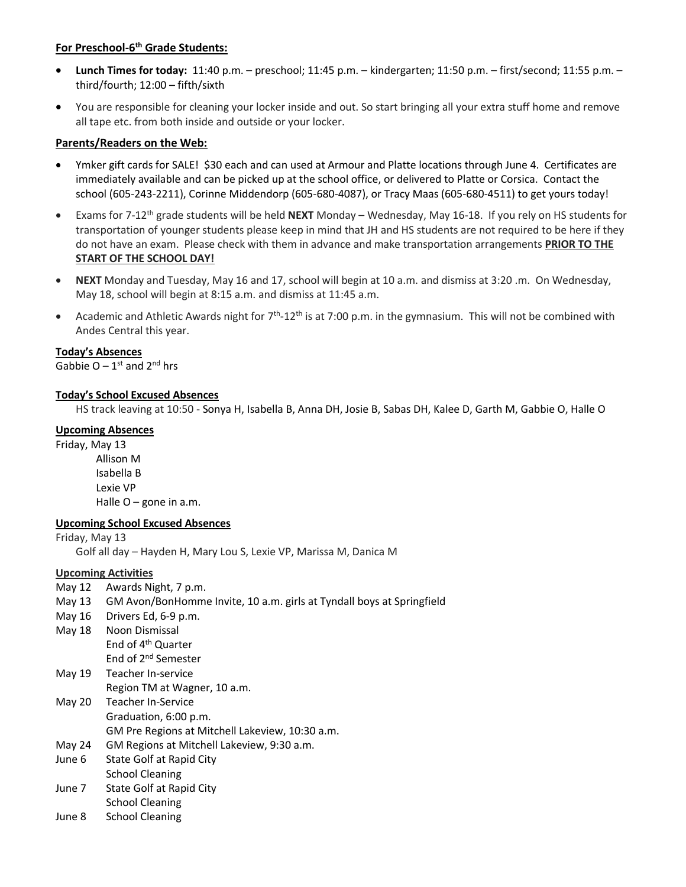**For Preschool-6th Grade Students:**

- **Lunch Times for today:** 11:40 p.m. – preschool; 11:45 p.m. – kindergarten; 11:50 p.m. – first/second; 11:55 p.m. – third/fourth; 12:00 – fifth/sixth
- You are responsible for cleaning your locker inside and out. So start bringing all your extra stuff home and remove all tape etc. from both inside and outside or your locker.

**Parents/Readers on the Web:**

- Ymker gift cards for SALE! $30 each and can used at Armour and Platte locations through June 4. Certificates are immediately available and can be picked up at the school office, or delivered to Platte or Corsica. Contact the school (605-243-2211), Corinne Middendorp (605-680-4087), or Tracy Maas (605-680-4511) to get yours today!
- Exams for 7-12th grade students will be held **NEXT** Monday – Wednesday, May 16-18. If you rely on HS students for transportation of younger students please keep in mind that JH and HS students are not required to be here if they do not have an exam. Please check with them in advance and make transportation arrangements **PRIOR TO THE START OF THE SCHOOL DAY!**
- **NEXT** Monday and Tuesday, May 16 and 17, school will begin at 10 a.m. and dismiss at 3:20 .m. On Wednesday, May 18, school will begin at 8:15 a.m. and dismiss at 11:45 a.m.
- Academic and Athletic Awards night for 7th-12th is at 7:00 p.m. in the gymnasium. This will not be combined with Andes Central this year.

**Today's Absences**

Gabbie O – 1st and 2nd hrs

**Today's School Excused Absences**

HS track leaving at 10:50 - Sonya H, Isabella B, Anna DH, Josie B, Sabas DH, Kalee D, Garth M, Gabbie O, Halle O

**Upcoming Absences**

Friday, May 13

- Allison M
- Isabella B
- Lexie VP
- Halle O – gone in a.m.

**Upcoming School Excused Absences**

Friday, May 13

Golf all day – Hayden H, Mary Lou S, Lexie VP, Marissa M, Danica M

**Upcoming Activities**

| | |
|---|---|
| May 12 | Awards Night, 7 p.m. |
| May 13 | GM Avon/BonHomme Invite, 10 a.m. girls at Tyndall boys at Springfield |
| May 16 | Drivers Ed, 6-9 p.m. |
| May 18 | Noon Dismissal<br>End of 4th Quarter<br>End of 2nd Semester |
| May 19 | Teacher In-service<br>Region TM at Wagner, 10 a.m. |
| May 20 | Teacher In-Service<br>Graduation, 6:00 p.m.<br>GM Pre Regions at Mitchell Lakeview, 10:30 a.m. |
| May 24 | GM Regions at Mitchell Lakeview, 9:30 a.m. |
| June 6 | State Golf at Rapid City<br>School Cleaning |
| June 7 | State Golf at Rapid City<br>School Cleaning |
| June 8 | School Cleaning |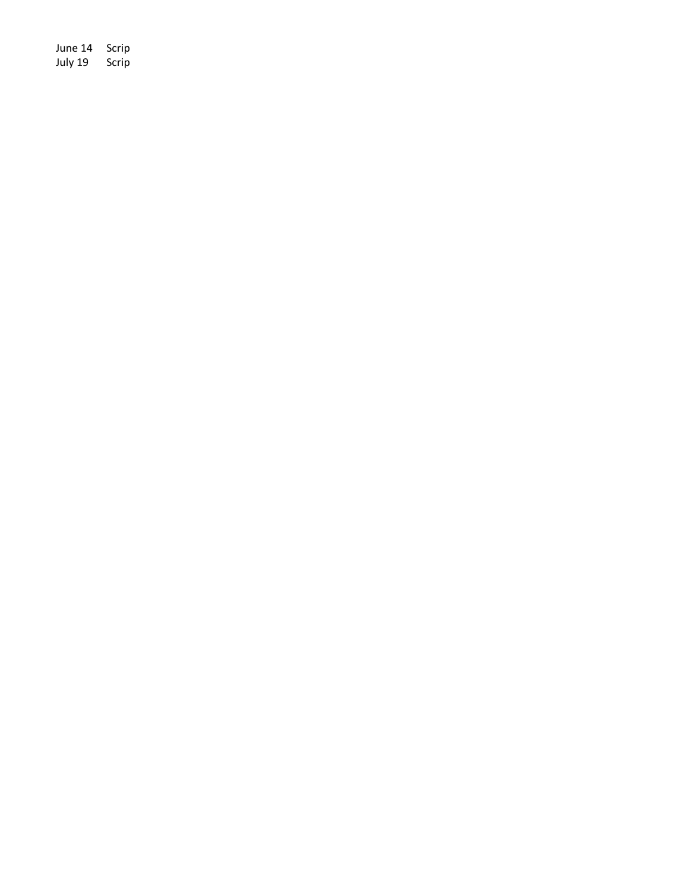| | |
|---|---|
| June 14 | Scrip |
| July 19 | Scrip |